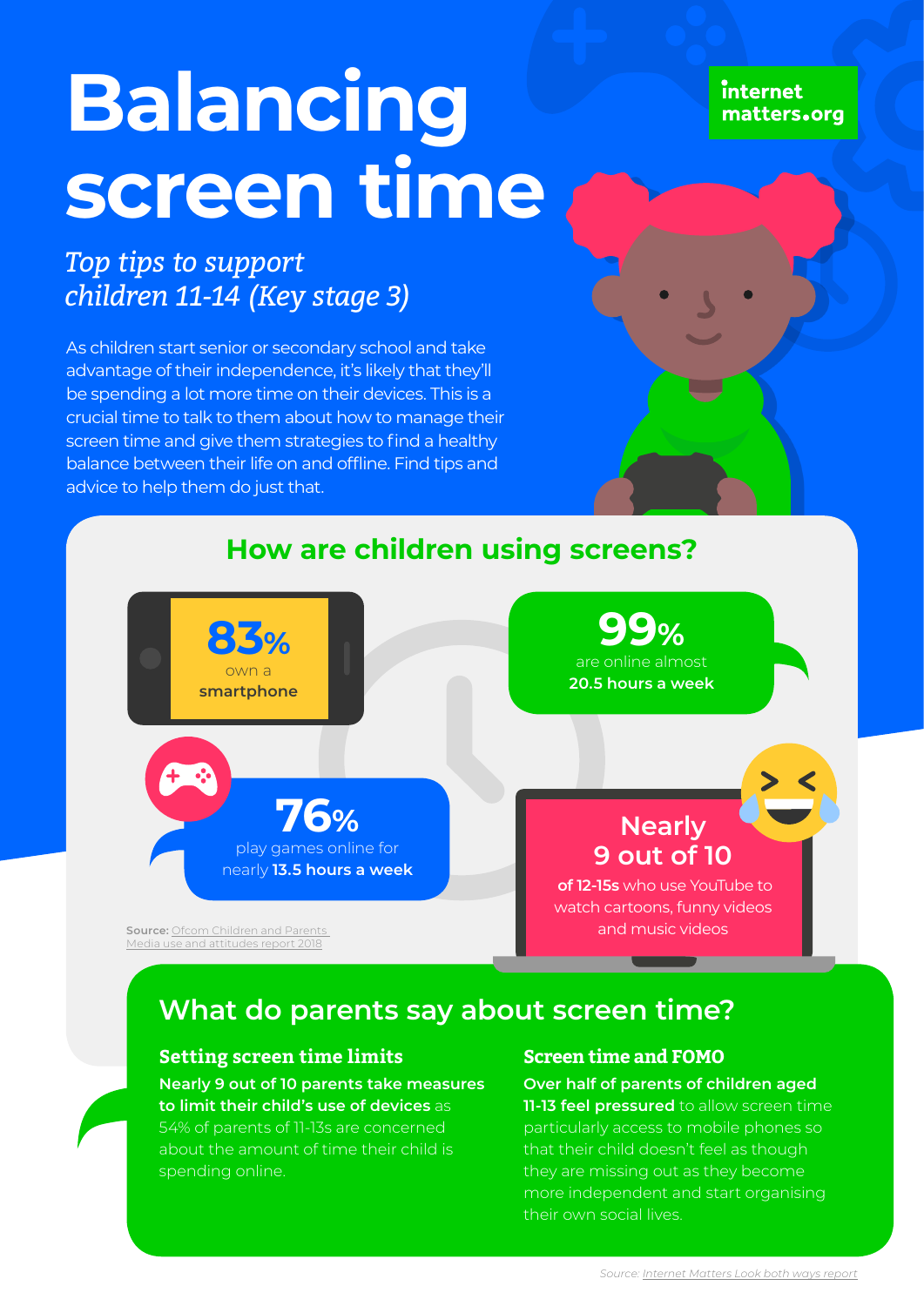# Balancing screen time

internet matters.org

*Top tips to support children 11-14 (Key stage 3)*

As children start senior or secondary school and take advantage of their independence, it's likely that they'll be spending a lot more time on their devices. This is a crucial time to talk to them about how to manage their screen time and give them strategies to find a healthy balance between their life on and offline. Find tips and advice to help them do just that.

## How are children using screens?

**83%** own a **smartphone**

**99%** are online almost **20.5 hours a week**

**76%** play games online for nearly **13.5 hours a week**

**Nearly 9 out of 10** **of 12-15s** who use YouTube to watch cartoons, funny videos and music videos

**Source:** Ofcom Children and Parents Media use and attitudes report 2018

## What do parents say about screen time?

### Setting screen time limits

**Nearly 9 out of 10 parents take measures to limit their child's use of devices** as 54% of parents of 11-13s are concerned about the amount of time their child is spending online.

### Screen time and FOMO

**Over half of parents of children aged 11-13 feel pressured** to allow screen time particularly access to mobile phones so that their child doesn't feel as though they are missing out as they become more independent and start organising their own social lives.

*Source: Internet Matters Look both ways report*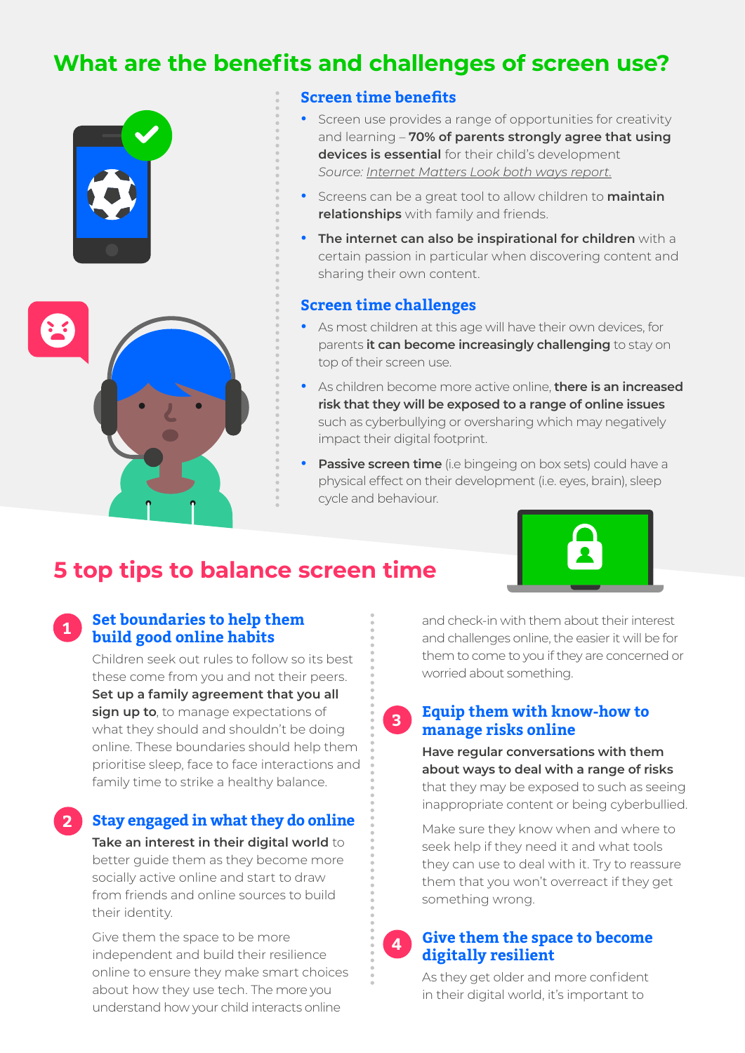## What are the benefits and challenges of screen use?

### Screen time benefits

- Screen use provides a range of opportunities for creativity and learning – **70% of parents strongly agree that using devices is essential** for their child's development *Source: Internet Matters Look both ways report.*
- Screens can be a great tool to allow children to **maintain relationships** with family and friends.
- **The internet can also be inspirational for children** with a certain passion in particular when discovering content and sharing their own content.

### Screen time challenges

- As most children at this age will have their own devices, for parents **it can become increasingly challenging** to stay on top of their screen use.
- As children become more active online, **there is an increased risk that they will be exposed to a range of online issues** such as cyberbullying or oversharing which may negatively impact their digital footprint.
- **Passive screen time** (i.e bingeing on box sets) could have a physical effect on their development (i.e. eyes, brain), sleep cycle and behaviour.

## 5 top tips to balance screen time

### 1 Set boundaries to help them build good online habits

Children seek out rules to follow so its best these come from you and not their peers. **Set up a family agreement that you all sign up to**, to manage expectations of what they should and shouldn't be doing online. These boundaries should help them prioritise sleep, face to face interactions and family time to strike a healthy balance.

### 2 Stay engaged in what they do online

**Take an interest in their digital world** to better guide them as they become more socially active online and start to draw from friends and online sources to build their identity.

Give them the space to be more independent and build their resilience online to ensure they make smart choices about how they use tech. The more you understand how your child interacts online and check-in with them about their interest and challenges online, the easier it will be for them to come to you if they are concerned or worried about something.

### 3 Equip them with know-how to manage risks online

**Have regular conversations with them about ways to deal with a range of risks** that they may be exposed to such as seeing inappropriate content or being cyberbullied.

Make sure they know when and where to seek help if they need it and what tools they can use to deal with it. Try to reassure them that you won't overreact if they get something wrong.

### 4 Give them the space to become digitally resilient

As they get older and more confident in their digital world, it's important to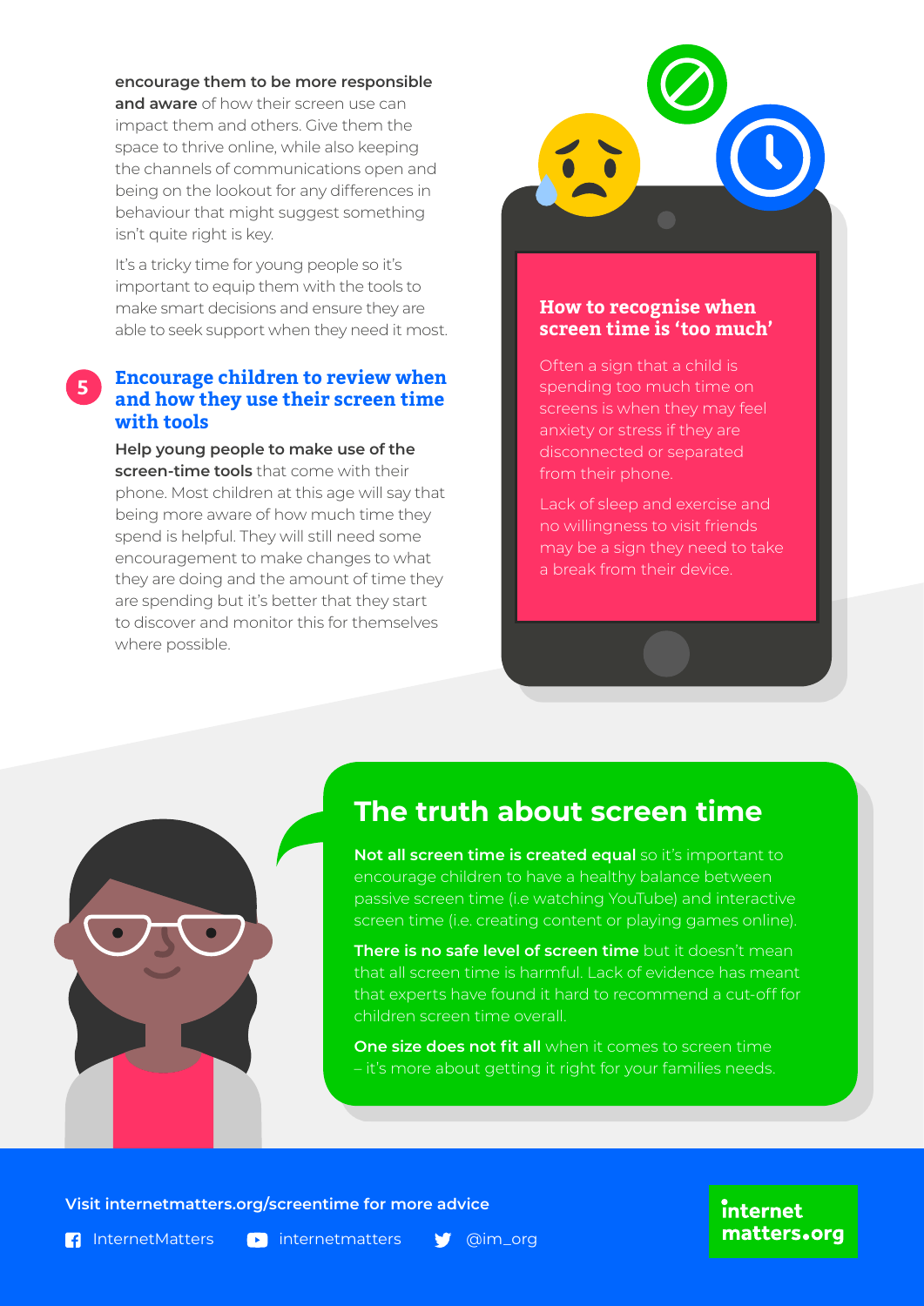**encourage them to be more responsible and aware** of how their screen use can impact them and others. Give them the space to thrive online, while also keeping the channels of communications open and being on the lookout for any differences in behaviour that might suggest something isn't quite right is key.

It's a tricky time for young people so it's important to equip them with the tools to make smart decisions and ensure they are able to seek support when they need it most.

### 5 Encourage children to review when and how they use their screen time with tools

**Help young people to make use of the screen-time tools** that come with their phone. Most children at this age will say that being more aware of how much time they spend is helpful. They will still need some encouragement to make changes to what they are doing and the amount of time they are spending but it's better that they start to discover and monitor this for themselves where possible.

### How to recognise when screen time is 'too much'

Often a sign that a child is spending too much time on screens is when they may feel anxiety or stress if they are disconnected or separated from their phone.

Lack of sleep and exercise and no willingness to visit friends may be a sign they need to take a break from their device.

## The truth about screen time

**Not all screen time is created equal** so it's important to encourage children to have a healthy balance between passive screen time (i.e watching YouTube) and interactive screen time (i.e. creating content or playing games online).

**There is no safe level of screen time** but it doesn't mean that all screen time is harmful. Lack of evidence has meant that experts have found it hard to recommend a cut-off for children screen time overall.

**One size does not fit all** when it comes to screen time – it's more about getting it right for your families needs.

**Visit internetmatters.org/screentime for more advice**

InternetMatters  internetmatters  @im_org

internet matters.org